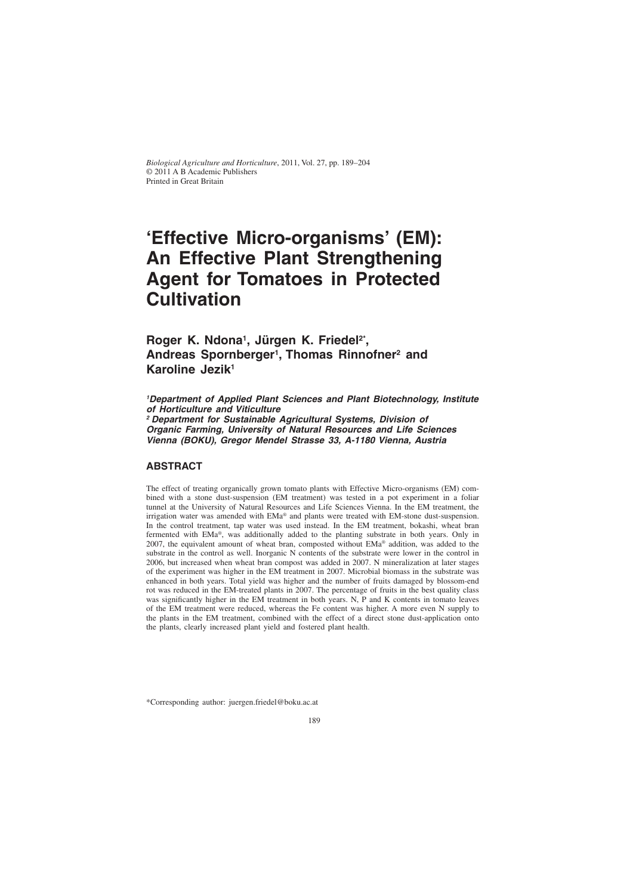Biological Agriculture and Horticulture, 2011, Vol. 27, pp. 189–204
© 2011 A B Academic Publishers
Printed in Great Britain

# 'Effective Micro-organisms' (EM): An Effective Plant Strengthening Agent for Tomatoes in Protected Cultivation

**Roger K. Ndona[1], Jürgen K. Friedel[2*], Andreas Spornberger[1], Thomas Rinnofner[2] and Karoline Jezik[1]**

***[1]Department of Applied Plant Sciences and Plant Biotechnology, Institute of Horticulture and Viticulture***
***[2] Department for Sustainable Agricultural Systems, Division of Organic Farming, University of Natural Resources and Life Sciences Vienna (BOKU), Gregor Mendel Strasse 33, A-1180 Vienna, Austria***

## ABSTRACT

The effect of treating organically grown tomato plants with Effective Micro-organisms (EM) combined with a stone dust-suspension (EM treatment) was tested in a pot experiment in a foliar tunnel at the University of Natural Resources and Life Sciences Vienna. In the EM treatment, the irrigation water was amended with EMa® and plants were treated with EM-stone dust-suspension. In the control treatment, tap water was used instead. In the EM treatment, bokashi, wheat bran fermented with EMa®, was additionally added to the planting substrate in both years. Only in 2007, the equivalent amount of wheat bran, composted without EMa® addition, was added to the substrate in the control as well. Inorganic N contents of the substrate were lower in the control in 2006, but increased when wheat bran compost was added in 2007. N mineralization at later stages of the experiment was higher in the EM treatment in 2007. Microbial biomass in the substrate was enhanced in both years. Total yield was higher and the number of fruits damaged by blossom-end rot was reduced in the EM-treated plants in 2007. The percentage of fruits in the best quality class was significantly higher in the EM treatment in both years. N, P and K contents in tomato leaves of the EM treatment were reduced, whereas the Fe content was higher. A more even N supply to the plants in the EM treatment, combined with the effect of a direct stone dust-application onto the plants, clearly increased plant yield and fostered plant health.

*Corresponding author: juergen.friedel@boku.ac.at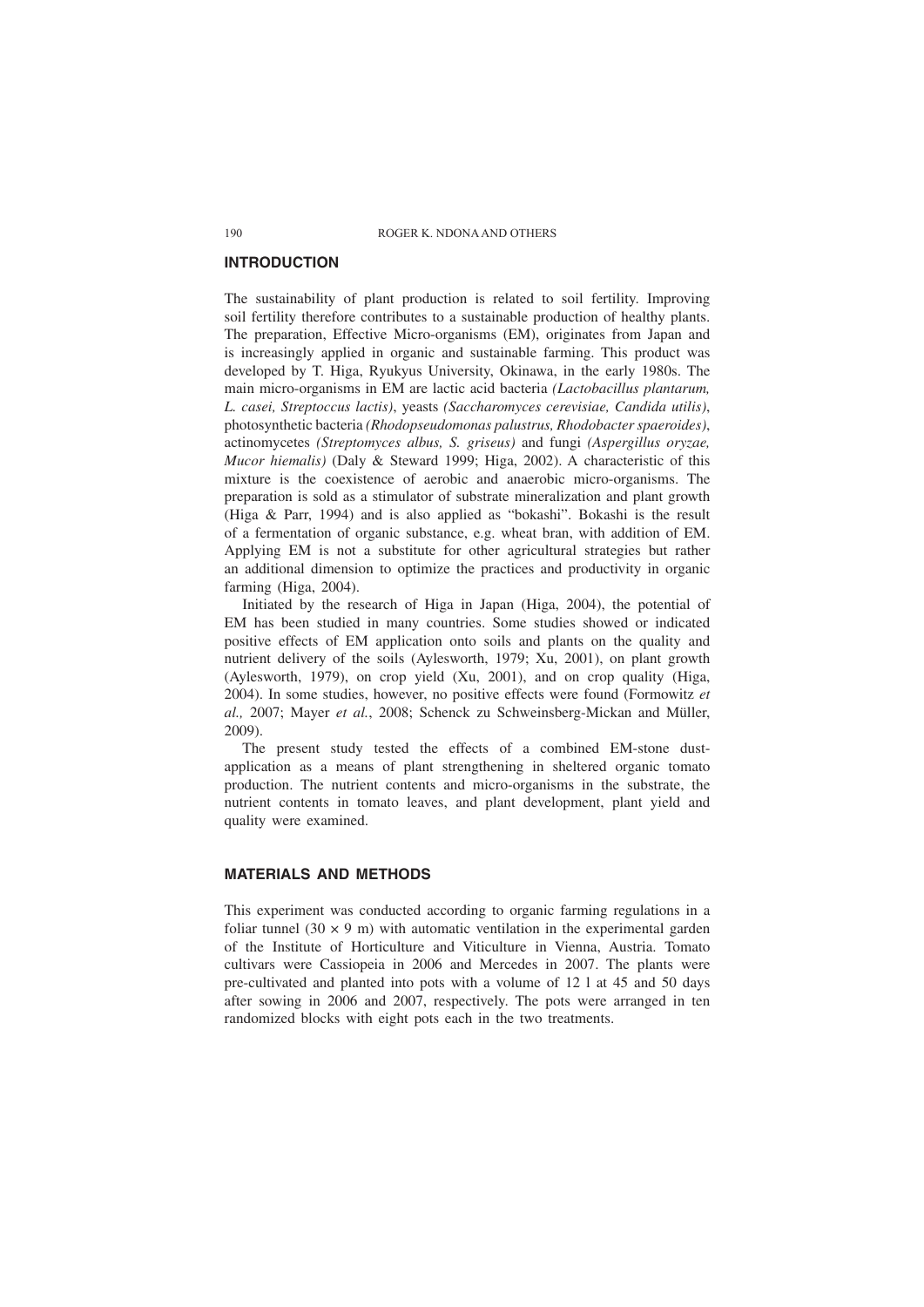## INTRODUCTION

The sustainability of plant production is related to soil fertility. Improving soil fertility therefore contributes to a sustainable production of healthy plants. The preparation, Effective Micro-organisms (EM), originates from Japan and is increasingly applied in organic and sustainable farming. This product was developed by T. Higa, Ryukyus University, Okinawa, in the early 1980s. The main micro-organisms in EM are lactic acid bacteria *(Lactobacillus plantarum, L. casei, Streptoccus lactis)*, yeasts *(Saccharomyces cerevisiae, Candida utilis)*, photosynthetic bacteria *(Rhodopseudomonas palustrus, Rhodobacter spaeroides)*, actinomycetes *(Streptomyces albus, S. griseus)* and fungi *(Aspergillus oryzae, Mucor hiemalis)* (Daly & Steward 1999; Higa, 2002). A characteristic of this mixture is the coexistence of aerobic and anaerobic micro-organisms. The preparation is sold as a stimulator of substrate mineralization and plant growth (Higa & Parr, 1994) and is also applied as "bokashi". Bokashi is the result of a fermentation of organic substance, e.g. wheat bran, with addition of EM. Applying EM is not a substitute for other agricultural strategies but rather an additional dimension to optimize the practices and productivity in organic farming (Higa, 2004).

Initiated by the research of Higa in Japan (Higa, 2004), the potential of EM has been studied in many countries. Some studies showed or indicated positive effects of EM application onto soils and plants on the quality and nutrient delivery of the soils (Aylesworth, 1979; Xu, 2001), on plant growth (Aylesworth, 1979), on crop yield (Xu, 2001), and on crop quality (Higa, 2004). In some studies, however, no positive effects were found (Formowitz *et al.,* 2007; Mayer *et al.*, 2008; Schenck zu Schweinsberg-Mickan and Müller, 2009).

The present study tested the effects of a combined EM-stone dust-application as a means of plant strengthening in sheltered organic tomato production. The nutrient contents and micro-organisms in the substrate, the nutrient contents in tomato leaves, and plant development, plant yield and quality were examined.

## MATERIALS AND METHODS

This experiment was conducted according to organic farming regulations in a foliar tunnel ($30 \times 9$ m) with automatic ventilation in the experimental garden of the Institute of Horticulture and Viticulture in Vienna, Austria. Tomato cultivars were Cassiopeia in 2006 and Mercedes in 2007. The plants were pre-cultivated and planted into pots with a volume of 12 l at 45 and 50 days after sowing in 2006 and 2007, respectively. The pots were arranged in ten randomized blocks with eight pots each in the two treatments.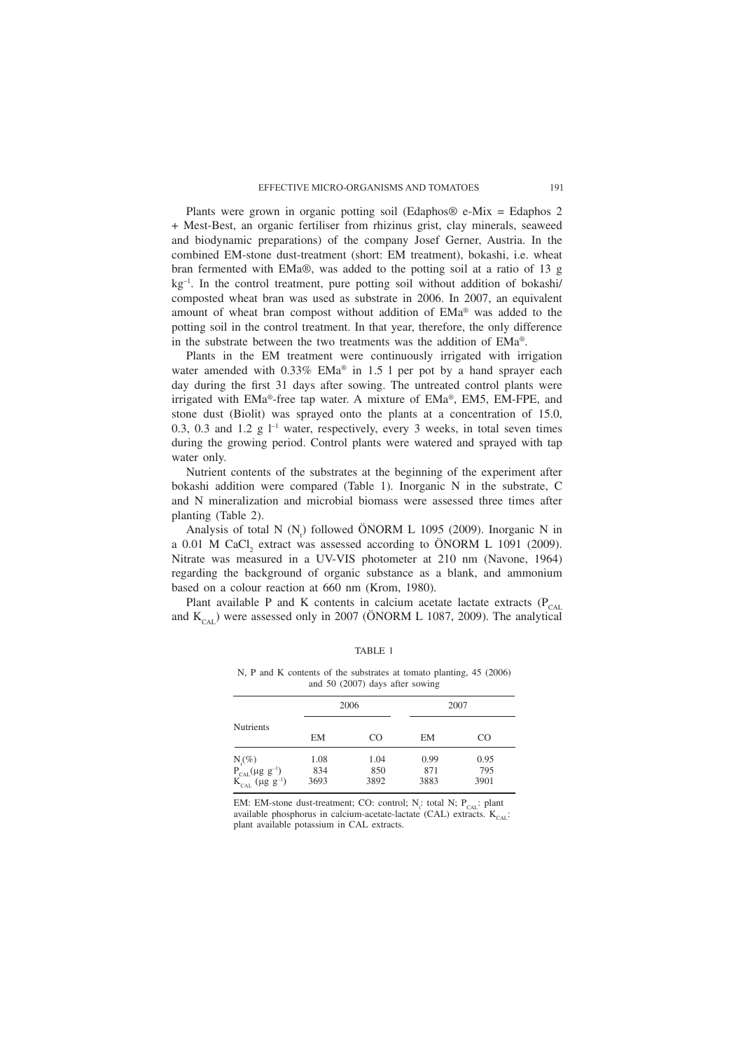Plants were grown in organic potting soil (Edaphos® e-Mix = Edaphos 2 + Mest-Best, an organic fertiliser from rhizinus grist, clay minerals, seaweed and biodynamic preparations) of the company Josef Gerner, Austria. In the combined EM-stone dust-treatment (short: EM treatment), bokashi, i.e. wheat bran fermented with EMa®, was added to the potting soil at a ratio of 13 g $kg^{-1}$. In the control treatment, pure potting soil without addition of bokashi/composted wheat bran was used as substrate in 2006. In 2007, an equivalent amount of wheat bran compost without addition of EMa® was added to the potting soil in the control treatment. In that year, therefore, the only difference in the substrate between the two treatments was the addition of EMa®.

Plants in the EM treatment were continuously irrigated with irrigation water amended with 0.33% EMa® in 1.5 l per pot by a hand sprayer each day during the first 31 days after sowing. The untreated control plants were irrigated with EMa®-free tap water. A mixture of EMa®, EM5, EM-FPE, and stone dust (Biolit) was sprayed onto the plants at a concentration of 15.0, 0.3, 0.3 and 1.2 g $l^{-1}$ water, respectively, every 3 weeks, in total seven times during the growing period. Control plants were watered and sprayed with tap water only.

Nutrient contents of the substrates at the beginning of the experiment after bokashi addition were compared (Table 1). Inorganic N in the substrate, C and N mineralization and microbial biomass were assessed three times after planting (Table 2).

Analysis of total N ($N_t$) followed ÖNORM L 1095 (2009). Inorganic N in a 0.01 M $CaCl_2$ extract was assessed according to ÖNORM L 1091 (2009). Nitrate was measured in a UV-VIS photometer at 210 nm (Navone, 1964) regarding the background of organic substance as a blank, and ammonium based on a colour reaction at 660 nm (Krom, 1980).

Plant available P and K contents in calcium acetate lactate extracts ($P_{CAL}$ and $K_{CAL}$) were assessed only in 2007 (ÖNORM L 1087, 2009). The analytical

TABLE 1

N, P and K contents of the substrates at tomato planting, 45 (2006) and 50 (2007) days after sowing

| Nutrients | 2006 | | 2007 | |
|---|---|---|---|---|
| | EM | CO | EM | CO |
| $N_t$(%) | 1.08 | 1.04 | 0.99 | 0.95 |
| $P_{CAL}$(μg $g^{-1}$) | 834 | 850 | 871 | 795 |
| $K_{CAL}$ (μg $g^{-1}$) | 3693 | 3892 | 3883 | 3901 |

EM: EM-stone dust-treatment; CO: control; $N_t$: total N; $P_{CAL}$: plant available phosphorus in calcium-acetate-lactate (CAL) extracts. $K_{CAL}$: plant available potassium in CAL extracts.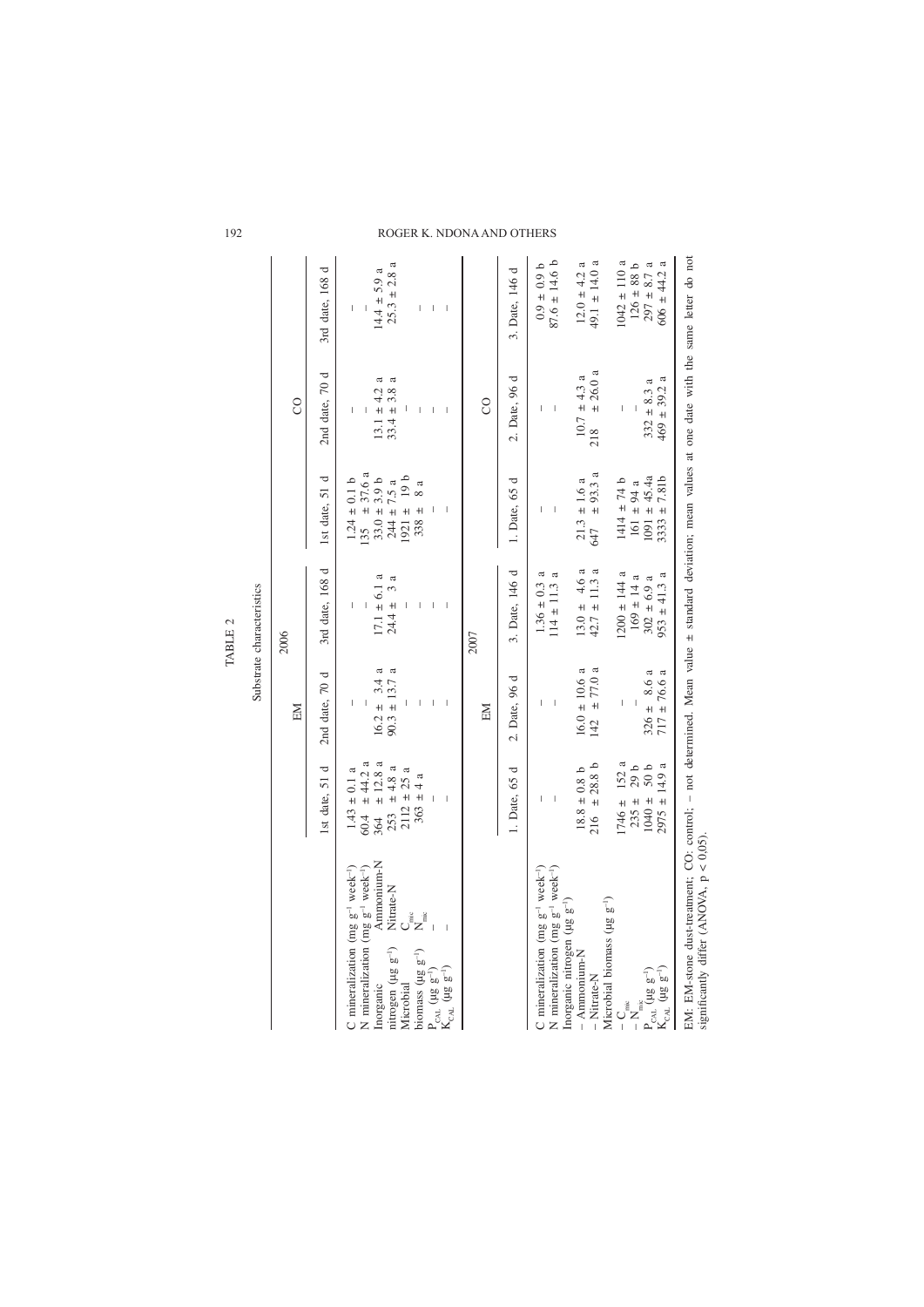TABLE 2

Substrate characteristics

| | 2006 | | | | | |
|---|---|---|---|---|---|---|
| | EM | | | CO | | |
| | 1st date, 51 d | 2nd date, 70 d | 3rd date, 168 d | 1st date, 51 d | 2nd date, 70 d | 3rd date, 168 d |
| C mineralization (mg $g^{-1}$ $week^{-1}$) | 1.43 ± 0.1 a | – | – | 1.24 ± 0.1 b | – | – |
| N mineralization (mg $g^{-1}$ $week^{-1}$) | 60.4 ± 44.2 a | – | – | 135 ± 37.6 a | – | – |
| Inorganic nitrogen (µg $g^{-1}$) Ammonium-N | 364 ± 12.8 a | 16.2 ± 3.4 a | 17.1 ± 6.1 a | 33.0 ± 3.9 b | 13.1 ± 4.2 a | 14.4 ± 5.9 a |
| Nitrate-N | 253 ± 4.8 a | 90.3 ± 13.7 a | 24.4 ± 3 a | 244 ± 7.5 a | 33.4 ± 3.8 a | 25.3 ± 2.8 a |
| Microbial biomass (µg $g^{-1}$) $C_{mic}$ | 2112 ± 25 a | – | – | 1921 ± 19 b | – | – |
| $N_{mic}$ | 363 ± 4 a | – | – | 338 ± 8 a | – | – |
| $P_{CAL}$ (µg $g^{-1}$) | – | – | – | – | – | – |
| $K_{CAL}$ (µg $g^{-1}$) | – | – | – | – | – | – |
| | **2007** | | | | | |
| | EM | | | CO | | |
| | 1. Date, 65 d | 2. Date, 96 d | 3. Date, 146 d | 1. Date, 65 d | 2. Date, 96 d | 3. Date, 146 d |
| C mineralization (mg $g^{-1}$ $week^{-1}$) | – | – | 1.36 ± 0.3 a | – | – | 0.9 ± 0.9 b |
| N mineralization (mg $g^{-1}$ $week^{-1}$) | – | – | 114 ± 11.3 a | – | – | 87.6 ± 14.6 b |
| Inorganic nitrogen (µg $g^{-1}$) | | | | | | |
| – Ammonium-N | 18.8 ± 0.8 b | 16.0 ± 10.6 a | 13.0 ± 4.6 a | 21.3 ± 1.6 a | 10.7 ± 4.3 a | 12.0 ± 4.2 a |
| – Nitrate-N | 216 ± 28.8 b | 142 ± 77.0 a | 42.7 ± 11.3 a | 647 ± 93.3 a | 218 ± 26.0 a | 49.1 ± 14.0 a |
| Microbial biomass (µg $g^{-1}$) | | | | | | |
| – $C_{mic}$ | 1746 ± 152 a | – | 1200 ± 144 a | 1414 ± 74 b | – | 1042 ± 110 a |
| – $N_{mic}$ | 235 ± 29 b | – | 169 ± 14 a | 161 ± 94 a | – | 126 ± 88 b |
| $P_{CAL}$ (µg $g^{-1}$) | 1040 ± 50 b | 326 ± 8.6 a | 302 ± 6.9 a | 1091 ± 45.4a | 332 ± 8.3 a | 297 ± 8.7 a |
| $K_{CAL}$ (µg $g^{-1}$) | 2975 ± 14.9 a | 717 ± 76.6 a | 953 ± 41.3 a | 3333 ± 7.81b | 469 ± 39.2 a | 606 ± 44.2 a |

EM: EM-stone dust-treatment; CO: control; – not determined. Mean value ± standard deviation; mean values at one date with the same letter do not significantly differ (ANOVA, $p < 0.05$).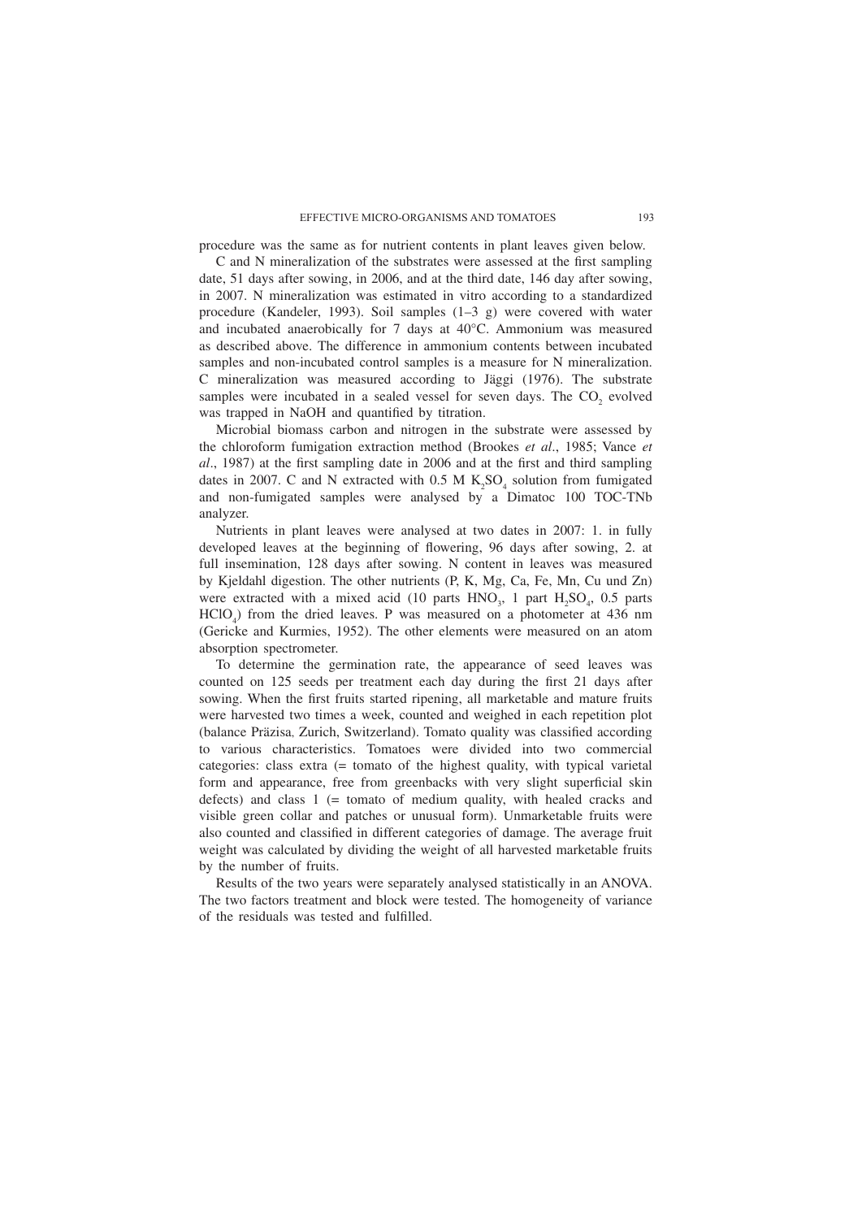procedure was the same as for nutrient contents in plant leaves given below.

C and N mineralization of the substrates were assessed at the first sampling date, 51 days after sowing, in 2006, and at the third date, 146 day after sowing, in 2007. N mineralization was estimated in vitro according to a standardized procedure (Kandeler, 1993). Soil samples (1–3 g) were covered with water and incubated anaerobically for 7 days at 40°C. Ammonium was measured as described above. The difference in ammonium contents between incubated samples and non-incubated control samples is a measure for N mineralization. C mineralization was measured according to Jäggi (1976). The substrate samples were incubated in a sealed vessel for seven days. The $CO_2$ evolved was trapped in NaOH and quantified by titration.

Microbial biomass carbon and nitrogen in the substrate were assessed by the chloroform fumigation extraction method (Brookes *et al*., 1985; Vance *et al*., 1987) at the first sampling date in 2006 and at the first and third sampling dates in 2007. C and N extracted with 0.5 M $K_2SO_4$ solution from fumigated and non-fumigated samples were analysed by a Dimatoc 100 TOC-TNb analyzer.

Nutrients in plant leaves were analysed at two dates in 2007: 1. in fully developed leaves at the beginning of flowering, 96 days after sowing, 2. at full insemination, 128 days after sowing. N content in leaves was measured by Kjeldahl digestion. The other nutrients (P, K, Mg, Ca, Fe, Mn, Cu und Zn) were extracted with a mixed acid (10 parts $HNO_3$, 1 part $H_2SO_4$, 0.5 parts $HClO_4$) from the dried leaves. P was measured on a photometer at 436 nm (Gericke and Kurmies, 1952). The other elements were measured on an atom absorption spectrometer.

To determine the germination rate, the appearance of seed leaves was counted on 125 seeds per treatment each day during the first 21 days after sowing. When the first fruits started ripening, all marketable and mature fruits were harvested two times a week, counted and weighed in each repetition plot (balance Präzisa, Zurich, Switzerland). Tomato quality was classified according to various characteristics. Tomatoes were divided into two commercial categories: class extra (= tomato of the highest quality, with typical varietal form and appearance, free from greenbacks with very slight superficial skin defects) and class 1 (= tomato of medium quality, with healed cracks and visible green collar and patches or unusual form). Unmarketable fruits were also counted and classified in different categories of damage. The average fruit weight was calculated by dividing the weight of all harvested marketable fruits by the number of fruits.

Results of the two years were separately analysed statistically in an ANOVA. The two factors treatment and block were tested. The homogeneity of variance of the residuals was tested and fulfilled.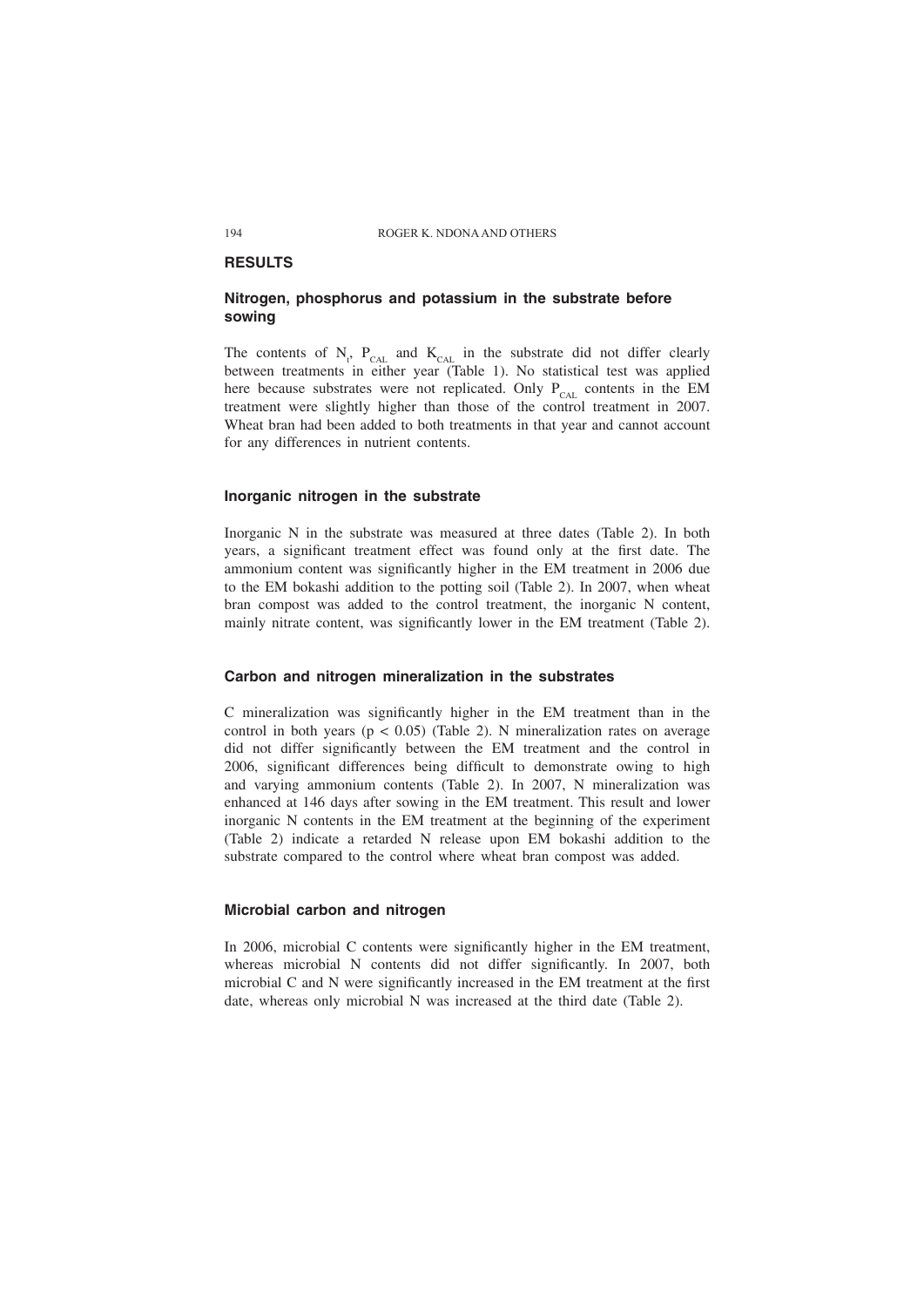## RESULTS

### Nitrogen, phosphorus and potassium in the substrate before sowing

The contents of $N_t$, $P_{CAL}$ and $K_{CAL}$ in the substrate did not differ clearly between treatments in either year (Table 1). No statistical test was applied here because substrates were not replicated. Only $P_{CAL}$ contents in the EM treatment were slightly higher than those of the control treatment in 2007. Wheat bran had been added to both treatments in that year and cannot account for any differences in nutrient contents.

### Inorganic nitrogen in the substrate

Inorganic N in the substrate was measured at three dates (Table 2). In both years, a significant treatment effect was found only at the first date. The ammonium content was significantly higher in the EM treatment in 2006 due to the EM bokashi addition to the potting soil (Table 2). In 2007, when wheat bran compost was added to the control treatment, the inorganic N content, mainly nitrate content, was significantly lower in the EM treatment (Table 2).

### Carbon and nitrogen mineralization in the substrates

C mineralization was significantly higher in the EM treatment than in the control in both years ($p < 0.05$) (Table 2). N mineralization rates on average did not differ significantly between the EM treatment and the control in 2006, significant differences being difficult to demonstrate owing to high and varying ammonium contents (Table 2). In 2007, N mineralization was enhanced at 146 days after sowing in the EM treatment. This result and lower inorganic N contents in the EM treatment at the beginning of the experiment (Table 2) indicate a retarded N release upon EM bokashi addition to the substrate compared to the control where wheat bran compost was added.

### Microbial carbon and nitrogen

In 2006, microbial C contents were significantly higher in the EM treatment, whereas microbial N contents did not differ significantly. In 2007, both microbial C and N were significantly increased in the EM treatment at the first date, whereas only microbial N was increased at the third date (Table 2).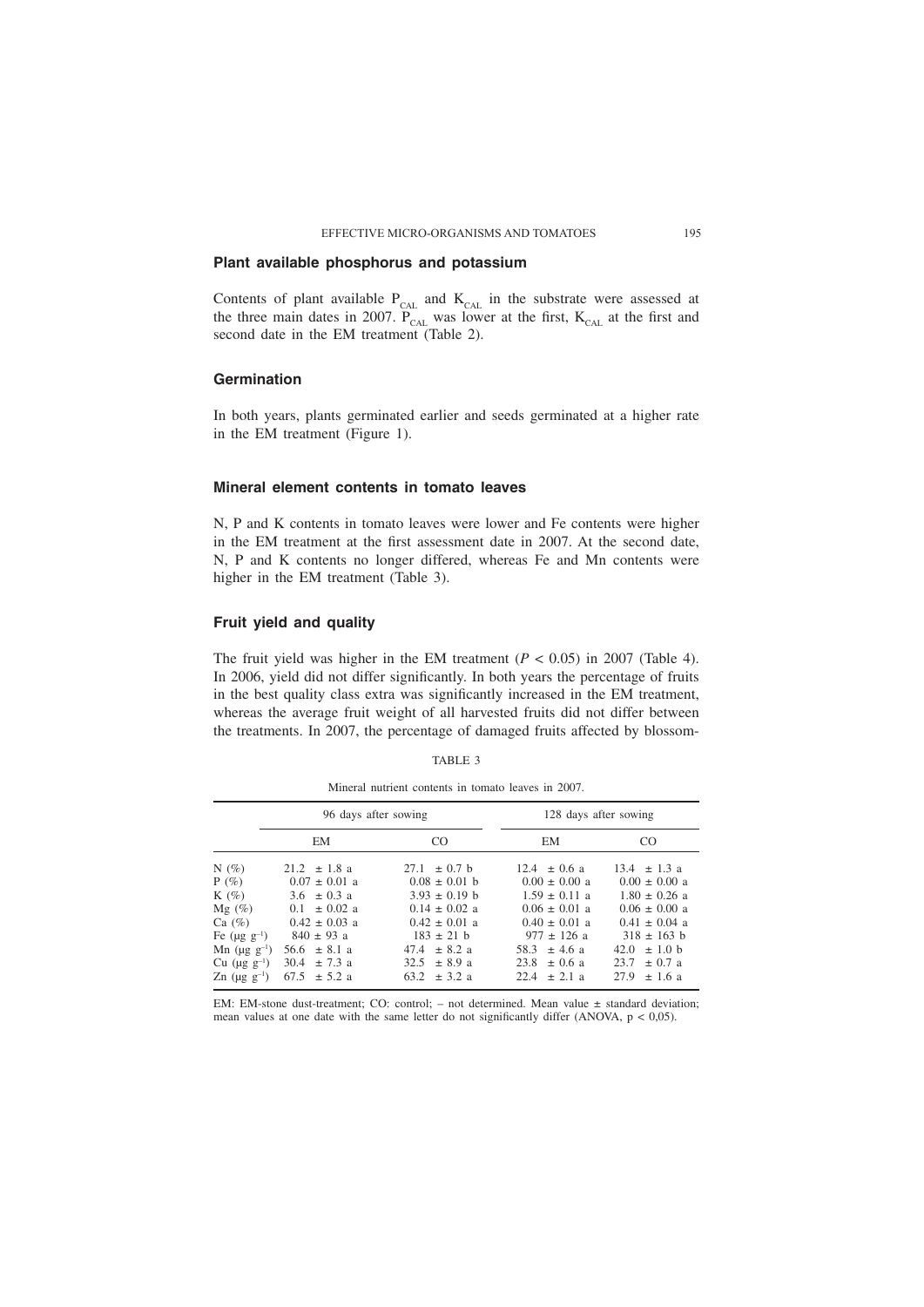## Plant available phosphorus and potassium

Contents of plant available $P_{CAL}$ and $K_{CAL}$ in the substrate were assessed at the three main dates in 2007. $P_{CAL}$ was lower at the first, $K_{CAL}$ at the first and second date in the EM treatment (Table 2).

## Germination

In both years, plants germinated earlier and seeds germinated at a higher rate in the EM treatment (Figure 1).

## Mineral element contents in tomato leaves

N, P and K contents in tomato leaves were lower and Fe contents were higher in the EM treatment at the first assessment date in 2007. At the second date, N, P and K contents no longer differed, whereas Fe and Mn contents were higher in the EM treatment (Table 3).

## Fruit yield and quality

The fruit yield was higher in the EM treatment ($P < 0.05$) in 2007 (Table 4). In 2006, yield did not differ significantly. In both years the percentage of fruits in the best quality class extra was significantly increased in the EM treatment, whereas the average fruit weight of all harvested fruits did not differ between the treatments. In 2007, the percentage of damaged fruits affected by blossom-

TABLE 3

Mineral nutrient contents in tomato leaves in 2007.

| | 96 days after sowing | | 128 days after sowing | |
|---|---|---|---|---|
| | EM | CO | EM | CO |
| N (%) | 21.2 ± 1.8 a | 27.1 ± 0.7 b | 12.4 ± 0.6 a | 13.4 ± 1.3 a |
| P (%) | 0.07 ± 0.01 a | 0.08 ± 0.01 b | 0.00 ± 0.00 a | 0.00 ± 0.00 a |
| K (%) | 3.6 ± 0.3 a | 3.93 ± 0.19 b | 1.59 ± 0.11 a | 1.80 ± 0.26 a |
| Mg (%) | 0.1 ± 0.02 a | 0.14 ± 0.02 a | 0.06 ± 0.01 a | 0.06 ± 0.00 a |
| Ca (%) | 0.42 ± 0.03 a | 0.42 ± 0.01 a | 0.40 ± 0.01 a | 0.41 ± 0.04 a |
| Fe (µg $g^{-1}$) | 840 ± 93 a | 183 ± 21 b | 977 ± 126 a | 318 ± 163 b |
| Mn (µg $g^{-1}$) | 56.6 ± 8.1 a | 47.4 ± 8.2 a | 58.3 ± 4.6 a | 42.0 ± 1.0 b |
| Cu (µg $g^{-1}$) | 30.4 ± 7.3 a | 32.5 ± 8.9 a | 23.8 ± 0.6 a | 23.7 ± 0.7 a |
| Zn (µg $g^{-1}$) | 67.5 ± 5.2 a | 63.2 ± 3.2 a | 22.4 ± 2.1 a | 27.9 ± 1.6 a |

EM: EM-stone dust-treatment; CO: control; – not determined. Mean value ± standard deviation; mean values at one date with the same letter do not significantly differ (ANOVA, $p < 0,05$).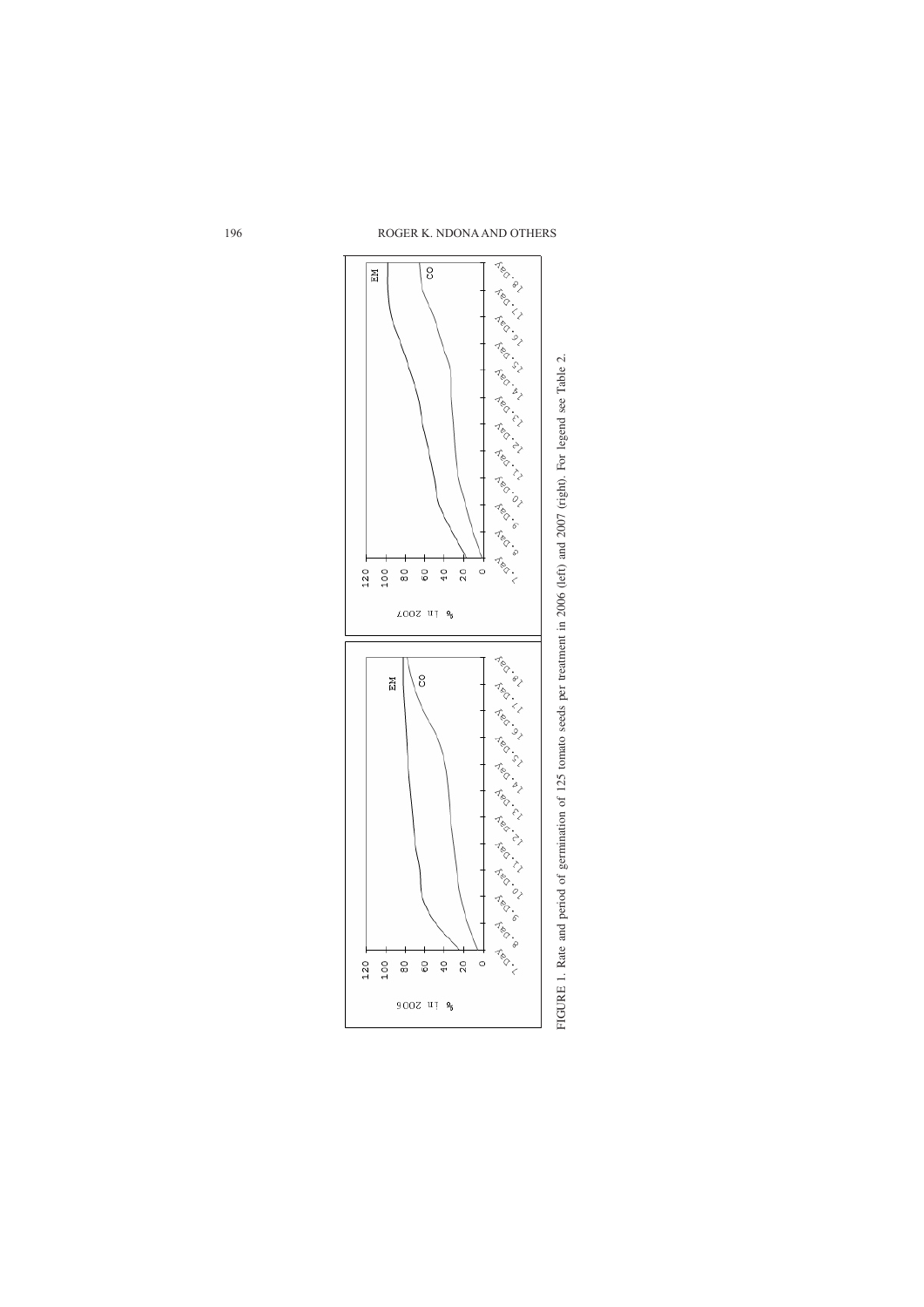FIGURE 1. Rate and period of germination of 125 tomato seeds per treatment in 2006 (left) and 2007 (right). For legend see Table 2.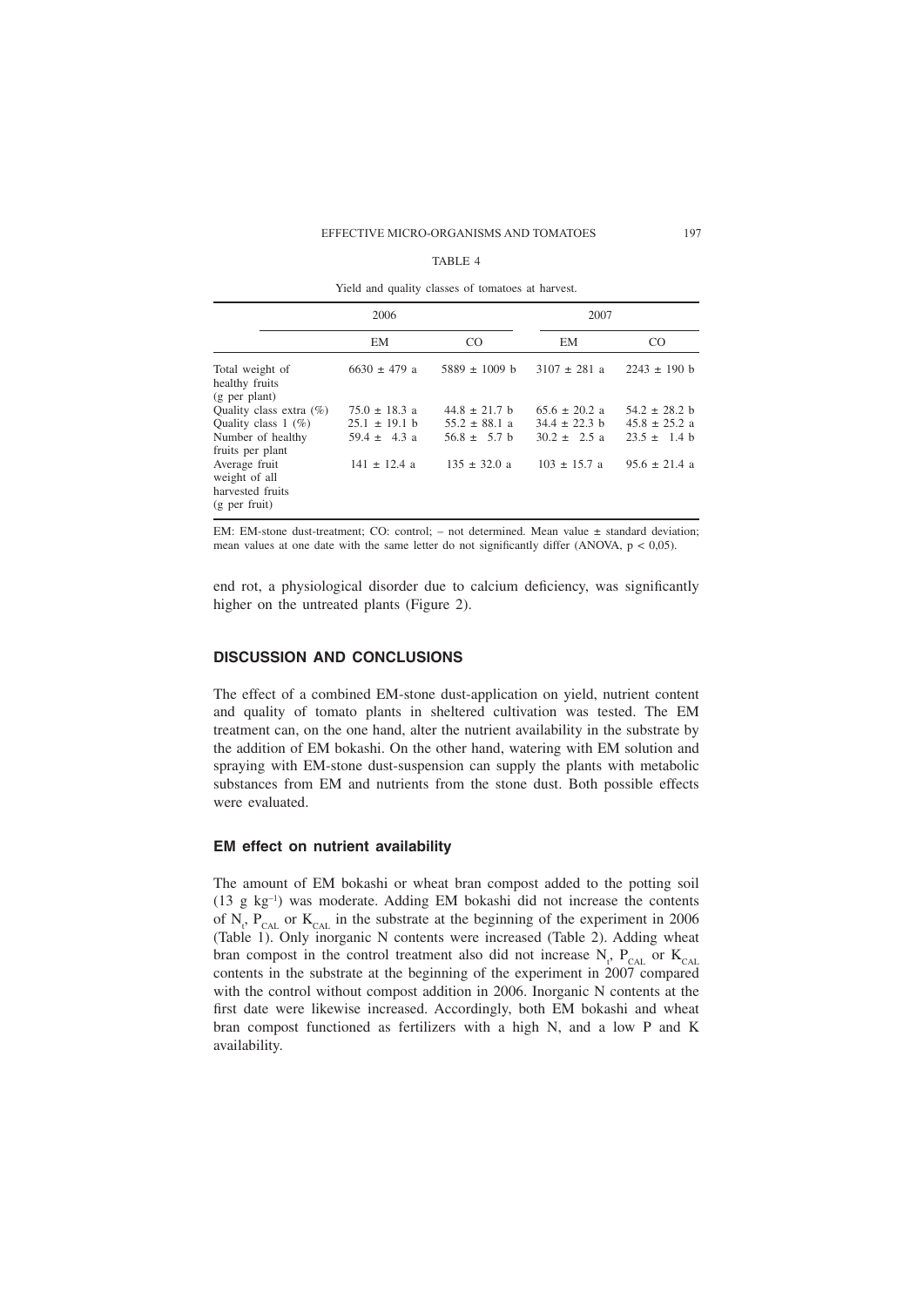TABLE 4

Yield and quality classes of tomatoes at harvest.

| | 2006 | | 2007 | |
|---|---|---|---|---|
| | EM | CO | EM | CO |
| Total weight of healthy fruits (g per plant) | 6630 ± 479 a | 5889 ± 1009 b | 3107 ± 281 a | 2243 ± 190 b |
| Quality class extra (%) | 75.0 ± 18.3 a | 44.8 ± 21.7 b | 65.6 ± 20.2 a | 54.2 ± 28.2 b |
| Quality class 1 (%) | 25.1 ± 19.1 b | 55.2 ± 88.1 a | 34.4 ± 22.3 b | 45.8 ± 25.2 a |
| Number of healthy fruits per plant | 59.4 ± 4.3 a | 56.8 ± 5.7 b | 30.2 ± 2.5 a | 23.5 ± 1.4 b |
| Average fruit weight of all harvested fruits (g per fruit) | 141 ± 12.4 a | 135 ± 32.0 a | 103 ± 15.7 a | 95.6 ± 21.4 a |

EM: EM-stone dust-treatment; CO: control; – not determined. Mean value ± standard deviation; mean values at one date with the same letter do not significantly differ (ANOVA, $p < 0{,}05$).

end rot, a physiological disorder due to calcium deficiency, was significantly higher on the untreated plants (Figure 2).

## DISCUSSION AND CONCLUSIONS

The effect of a combined EM-stone dust-application on yield, nutrient content and quality of tomato plants in sheltered cultivation was tested. The EM treatment can, on the one hand, alter the nutrient availability in the substrate by the addition of EM bokashi. On the other hand, watering with EM solution and spraying with EM-stone dust-suspension can supply the plants with metabolic substances from EM and nutrients from the stone dust. Both possible effects were evaluated.

### EM effect on nutrient availability

The amount of EM bokashi or wheat bran compost added to the potting soil (13 g $kg^{-1}$) was moderate. Adding EM bokashi did not increase the contents of $N_t$, $P_{CAL}$ or $K_{CAL}$ in the substrate at the beginning of the experiment in 2006 (Table 1). Only inorganic N contents were increased (Table 2). Adding wheat bran compost in the control treatment also did not increase $N_t$, $P_{CAL}$ or $K_{CAL}$ contents in the substrate at the beginning of the experiment in 2007 compared with the control without compost addition in 2006. Inorganic N contents at the first date were likewise increased. Accordingly, both EM bokashi and wheat bran compost functioned as fertilizers with a high N, and a low P and K availability.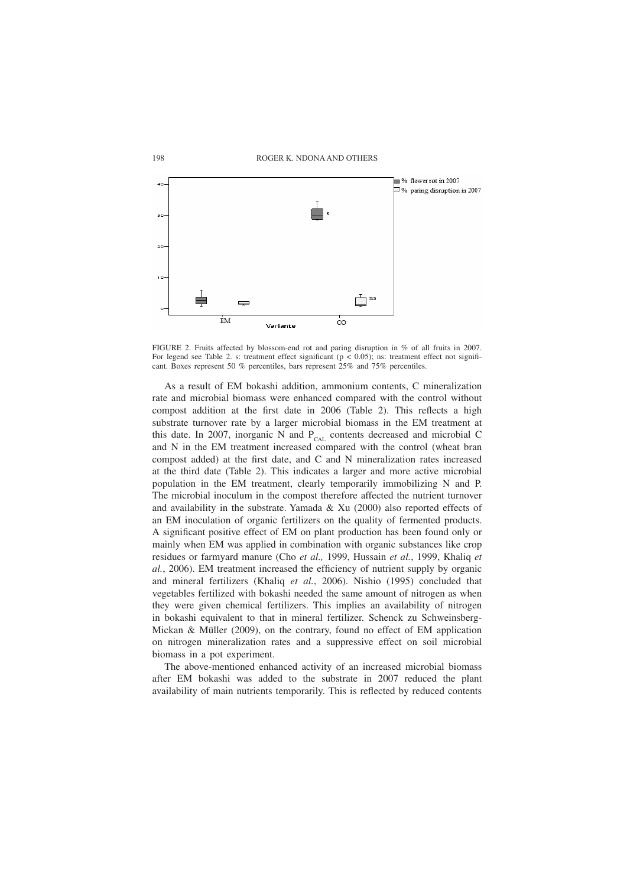FIGURE 2. Fruits affected by blossom-end rot and paring disruption in % of all fruits in 2007. For legend see Table 2. s: treatment effect significant ($p < 0.05$); ns: treatment effect not significant. Boxes represent 50 % percentiles, bars represent 25% and 75% percentiles.

As a result of EM bokashi addition, ammonium contents, C mineralization rate and microbial biomass were enhanced compared with the control without compost addition at the first date in 2006 (Table 2). This reflects a high substrate turnover rate by a larger microbial biomass in the EM treatment at this date. In 2007, inorganic N and $P_{CAL}$ contents decreased and microbial C and N in the EM treatment increased compared with the control (wheat bran compost added) at the first date, and C and N mineralization rates increased at the third date (Table 2). This indicates a larger and more active microbial population in the EM treatment, clearly temporarily immobilizing N and P. The microbial inoculum in the compost therefore affected the nutrient turnover and availability in the substrate. Yamada & Xu (2000) also reported effects of an EM inoculation of organic fertilizers on the quality of fermented products. A significant positive effect of EM on plant production has been found only or mainly when EM was applied in combination with organic substances like crop residues or farmyard manure (Cho *et al.,* 1999, Hussain *et al.*, 1999, Khaliq *et al.*, 2006). EM treatment increased the efficiency of nutrient supply by organic and mineral fertilizers (Khaliq *et al.*, 2006). Nishio (1995) concluded that vegetables fertilized with bokashi needed the same amount of nitrogen as when they were given chemical fertilizers. This implies an availability of nitrogen in bokashi equivalent to that in mineral fertilizer. Schenck zu Schweinsberg-Mickan & Müller (2009), on the contrary, found no effect of EM application on nitrogen mineralization rates and a suppressive effect on soil microbial biomass in a pot experiment.

The above-mentioned enhanced activity of an increased microbial biomass after EM bokashi was added to the substrate in 2007 reduced the plant availability of main nutrients temporarily. This is reflected by reduced contents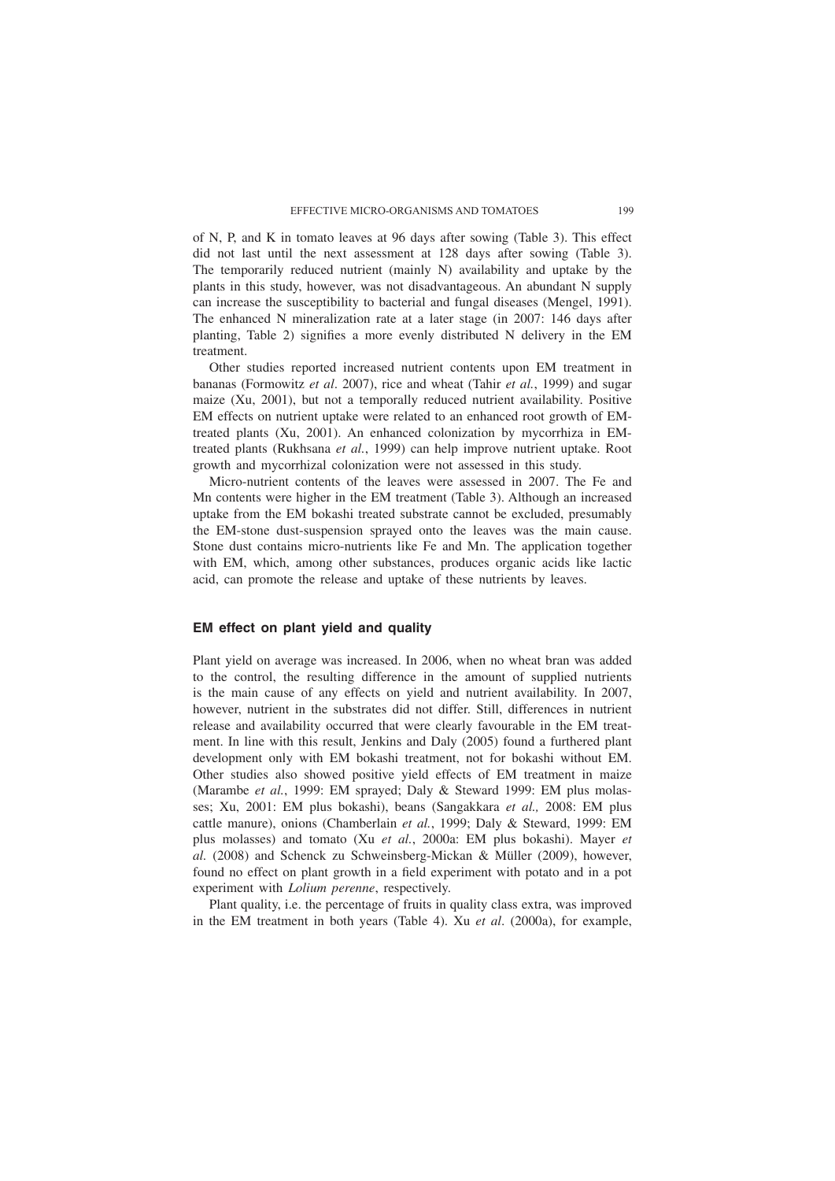of N, P, and K in tomato leaves at 96 days after sowing (Table 3). This effect did not last until the next assessment at 128 days after sowing (Table 3). The temporarily reduced nutrient (mainly N) availability and uptake by the plants in this study, however, was not disadvantageous. An abundant N supply can increase the susceptibility to bacterial and fungal diseases (Mengel, 1991). The enhanced N mineralization rate at a later stage (in 2007: 146 days after planting, Table 2) signifies a more evenly distributed N delivery in the EM treatment.

Other studies reported increased nutrient contents upon EM treatment in bananas (Formowitz *et al*. 2007), rice and wheat (Tahir *et al.*, 1999) and sugar maize (Xu, 2001), but not a temporally reduced nutrient availability. Positive EM effects on nutrient uptake were related to an enhanced root growth of EM-treated plants (Xu, 2001). An enhanced colonization by mycorrhiza in EM-treated plants (Rukhsana *et al.*, 1999) can help improve nutrient uptake. Root growth and mycorrhizal colonization were not assessed in this study.

Micro-nutrient contents of the leaves were assessed in 2007. The Fe and Mn contents were higher in the EM treatment (Table 3). Although an increased uptake from the EM bokashi treated substrate cannot be excluded, presumably the EM-stone dust-suspension sprayed onto the leaves was the main cause. Stone dust contains micro-nutrients like Fe and Mn. The application together with EM, which, among other substances, produces organic acids like lactic acid, can promote the release and uptake of these nutrients by leaves.

## EM effect on plant yield and quality

Plant yield on average was increased. In 2006, when no wheat bran was added to the control, the resulting difference in the amount of supplied nutrients is the main cause of any effects on yield and nutrient availability. In 2007, however, nutrient in the substrates did not differ. Still, differences in nutrient release and availability occurred that were clearly favourable in the EM treatment. In line with this result, Jenkins and Daly (2005) found a furthered plant development only with EM bokashi treatment, not for bokashi without EM. Other studies also showed positive yield effects of EM treatment in maize (Marambe *et al.*, 1999: EM sprayed; Daly & Steward 1999: EM plus molasses; Xu, 2001: EM plus bokashi), beans (Sangakkara *et al.,* 2008: EM plus cattle manure), onions (Chamberlain *et al.*, 1999; Daly & Steward, 1999: EM plus molasses) and tomato (Xu *et al.*, 2000a: EM plus bokashi). Mayer *et al.* (2008) and Schenck zu Schweinsberg-Mickan & Müller (2009), however, found no effect on plant growth in a field experiment with potato and in a pot experiment with *Lolium perenne*, respectively.

Plant quality, i.e. the percentage of fruits in quality class extra, was improved in the EM treatment in both years (Table 4). Xu *et al*. (2000a), for example,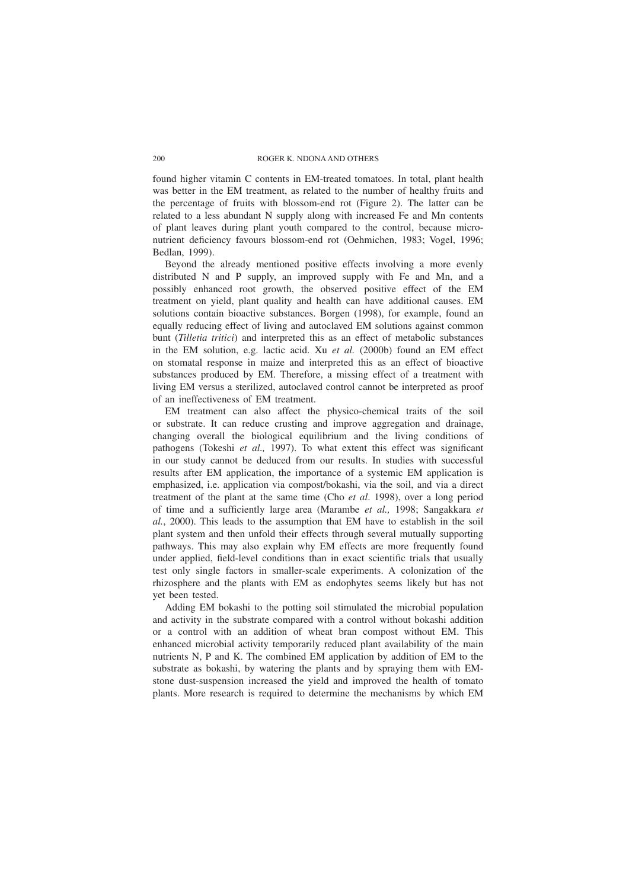found higher vitamin C contents in EM-treated tomatoes. In total, plant health was better in the EM treatment, as related to the number of healthy fruits and the percentage of fruits with blossom-end rot (Figure 2). The latter can be related to a less abundant N supply along with increased Fe and Mn contents of plant leaves during plant youth compared to the control, because micronutrient deficiency favours blossom-end rot (Oehmichen, 1983; Vogel, 1996; Bedlan, 1999).

Beyond the already mentioned positive effects involving a more evenly distributed N and P supply, an improved supply with Fe and Mn, and a possibly enhanced root growth, the observed positive effect of the EM treatment on yield, plant quality and health can have additional causes. EM solutions contain bioactive substances. Borgen (1998), for example, found an equally reducing effect of living and autoclaved EM solutions against common bunt (*Tilletia tritici*) and interpreted this as an effect of metabolic substances in the EM solution, e.g. lactic acid. Xu *et al.* (2000b) found an EM effect on stomatal response in maize and interpreted this as an effect of bioactive substances produced by EM. Therefore, a missing effect of a treatment with living EM versus a sterilized, autoclaved control cannot be interpreted as proof of an ineffectiveness of EM treatment.

EM treatment can also affect the physico-chemical traits of the soil or substrate. It can reduce crusting and improve aggregation and drainage, changing overall the biological equilibrium and the living conditions of pathogens (Tokeshi *et al.,* 1997). To what extent this effect was significant in our study cannot be deduced from our results. In studies with successful results after EM application, the importance of a systemic EM application is emphasized, i.e. application via compost/bokashi, via the soil, and via a direct treatment of the plant at the same time (Cho *et al*. 1998), over a long period of time and a sufficiently large area (Marambe *et al.,* 1998; Sangakkara *et al.*, 2000). This leads to the assumption that EM have to establish in the soil plant system and then unfold their effects through several mutually supporting pathways. This may also explain why EM effects are more frequently found under applied, field-level conditions than in exact scientific trials that usually test only single factors in smaller-scale experiments. A colonization of the rhizosphere and the plants with EM as endophytes seems likely but has not yet been tested.

Adding EM bokashi to the potting soil stimulated the microbial population and activity in the substrate compared with a control without bokashi addition or a control with an addition of wheat bran compost without EM. This enhanced microbial activity temporarily reduced plant availability of the main nutrients N, P and K. The combined EM application by addition of EM to the substrate as bokashi, by watering the plants and by spraying them with EM-stone dust-suspension increased the yield and improved the health of tomato plants. More research is required to determine the mechanisms by which EM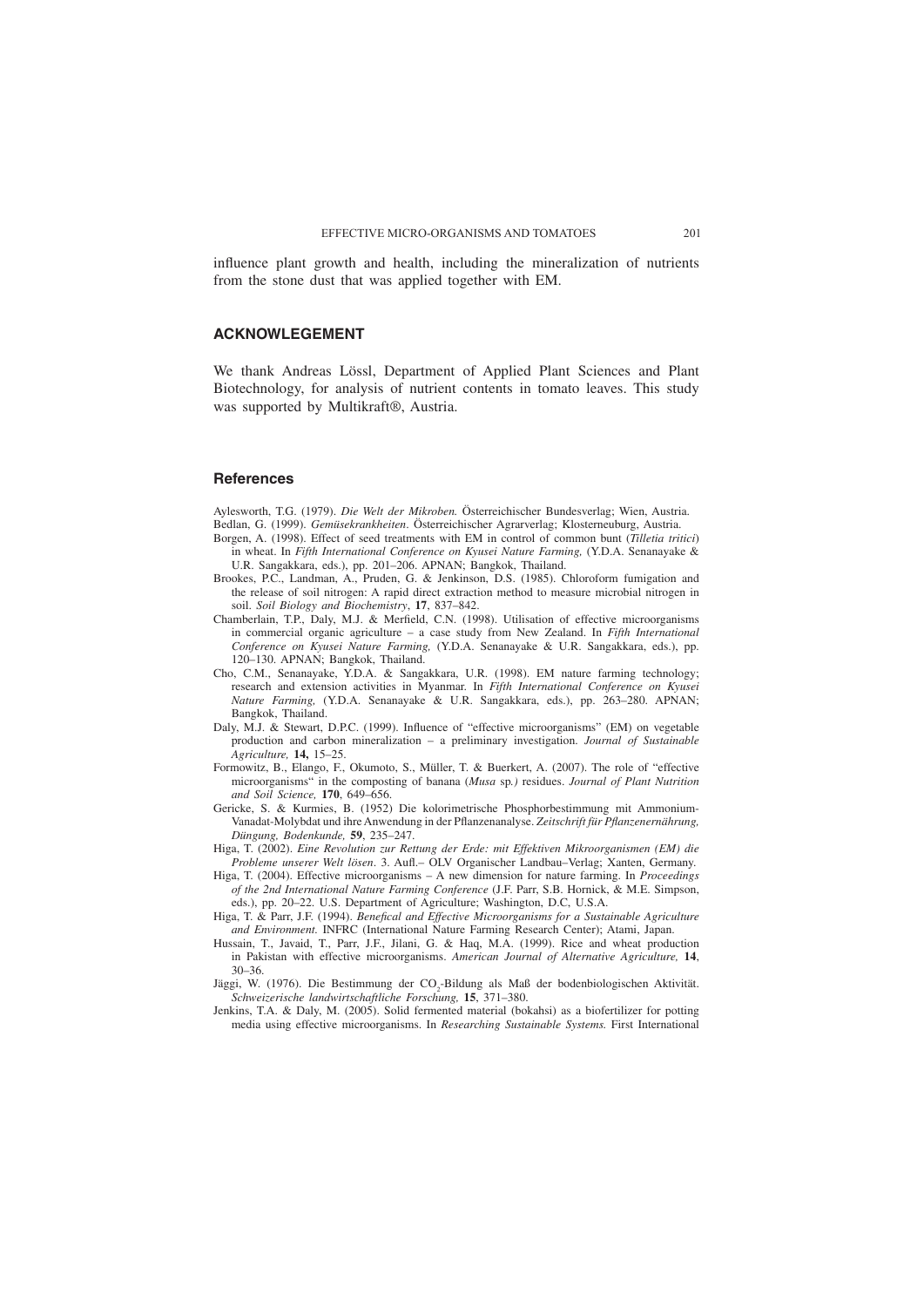influence plant growth and health, including the mineralization of nutrients from the stone dust that was applied together with EM.

## ACKNOWLEGEMENT

We thank Andreas Lössl, Department of Applied Plant Sciences and Plant Biotechnology, for analysis of nutrient contents in tomato leaves. This study was supported by Multikraft®, Austria.

## References

Aylesworth, T.G. (1979). *Die Welt der Mikroben.* Österreichischer Bundesverlag; Wien, Austria.

Bedlan, G. (1999). *Gemüsekrankheiten*. Österreichischer Agrarverlag; Klosterneuburg, Austria.

Borgen, A. (1998). Effect of seed treatments with EM in control of common bunt (*Tilletia tritici*) in wheat. In *Fifth International Conference on Kyusei Nature Farming,* (Y.D.A. Senanayake & U.R. Sangakkara, eds.), pp. 201–206. APNAN; Bangkok, Thailand.

Brookes, P.C., Landman, A., Pruden, G. & Jenkinson, D.S. (1985). Chloroform fumigation and the release of soil nitrogen: A rapid direct extraction method to measure microbial nitrogen in soil. *Soil Biology and Biochemistry*, **17**, 837–842.

Chamberlain, T.P., Daly, M.J. & Merfield, C.N. (1998). Utilisation of effective microorganisms in commercial organic agriculture – a case study from New Zealand. In *Fifth International Conference on Kyusei Nature Farming,* (Y.D.A. Senanayake & U.R. Sangakkara, eds.), pp. 120–130. APNAN; Bangkok, Thailand.

Cho, C.M., Senanayake, Y.D.A. & Sangakkara, U.R. (1998). EM nature farming technology; research and extension activities in Myanmar. In *Fifth International Conference on Kyusei Nature Farming,* (Y.D.A. Senanayake & U.R. Sangakkara, eds.), pp. 263–280. APNAN; Bangkok, Thailand.

Daly, M.J. & Stewart, D.P.C. (1999). Influence of "effective microorganisms" (EM) on vegetable production and carbon mineralization – a preliminary investigation. *Journal of Sustainable Agriculture,* **14,** 15–25.

Formowitz, B., Elango, F., Okumoto, S., Müller, T. & Buerkert, A. (2007). The role of "effective microorganisms" in the composting of banana (*Musa* sp*.)* residues. *Journal of Plant Nutrition and Soil Science,* **170**, 649–656.

Gericke, S. & Kurmies, B. (1952) Die kolorimetrische Phosphorbestimmung mit Ammonium-Vanadat-Molybdat und ihre Anwendung in der Pflanzenanalyse. *Zeitschrift für Pflanzenernährung, Düngung, Bodenkunde,* **59**, 235–247.

Higa, T. (2002). *Eine Revolution zur Rettung der Erde: mit Effektiven Mikroorganismen (EM) die Probleme unserer Welt lösen*. 3. Aufl.– OLV Organischer Landbau–Verlag; Xanten, Germany.

Higa, T. (2004). Effective microorganisms – A new dimension for nature farming. In *Proceedings of the 2nd International Nature Farming Conference* (J.F. Parr, S.B. Hornick, & M.E. Simpson, eds.), pp. 20–22. U.S. Department of Agriculture; Washington, D.C, U.S.A.

Higa, T. & Parr, J.F. (1994). *Benefical and Effective Microorganisms for a Sustainable Agriculture and Environment.* INFRC (International Nature Farming Research Center); Atami, Japan.

Hussain, T., Javaid, T., Parr, J.F., Jilani, G. & Haq, M.A. (1999). Rice and wheat production in Pakistan with effective microorganisms. *American Journal of Alternative Agriculture,* **14**, 30–36.

Jäggi, W. (1976). Die Bestimmung der $CO_2$-Bildung als Maß der bodenbiologischen Aktivität. *Schweizerische landwirtschaftliche Forschung,* **15**, 371–380.

Jenkins, T.A. & Daly, M. (2005). Solid fermented material (bokahsi) as a biofertilizer for potting media using effective microorganisms. In *Researching Sustainable Systems.* First International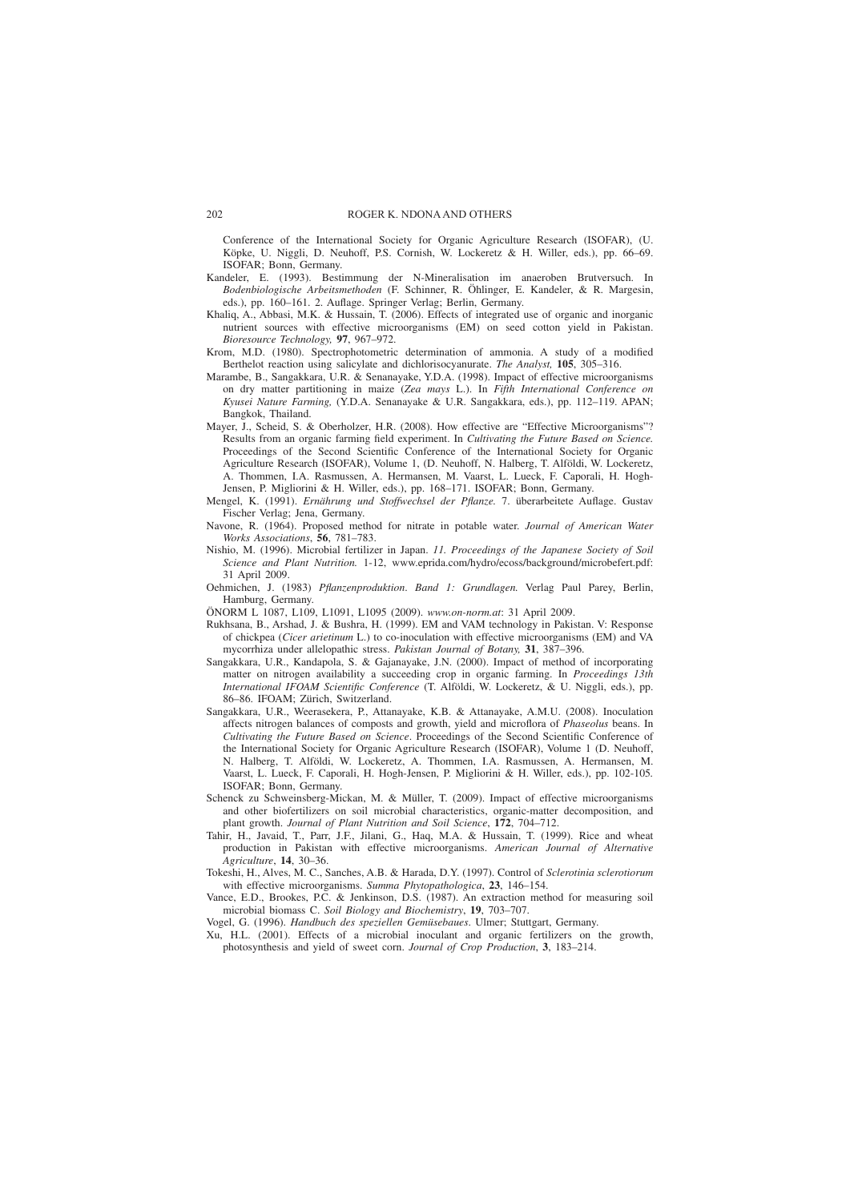Conference of the International Society for Organic Agriculture Research (ISOFAR), (U. Köpke, U. Niggli, D. Neuhoff, P.S. Cornish, W. Lockeretz & H. Willer, eds.), pp. 66–69. ISOFAR; Bonn, Germany.

Kandeler, E. (1993). Bestimmung der N-Mineralisation im anaeroben Brutversuch. In *Bodenbiologische Arbeitsmethoden* (F. Schinner, R. Öhlinger, E. Kandeler, & R. Margesin, eds.), pp. 160–161. 2. Auflage. Springer Verlag; Berlin, Germany.

Khaliq, A., Abbasi, M.K. & Hussain, T. (2006). Effects of integrated use of organic and inorganic nutrient sources with effective microorganisms (EM) on seed cotton yield in Pakistan. *Bioresource Technology,* **97**, 967–972.

Krom, M.D. (1980). Spectrophotometric determination of ammonia. A study of a modified Berthelot reaction using salicylate and dichlorisocyanurate. *The Analyst,* **105**, 305–316.

Marambe, B., Sangakkara, U.R. & Senanayake, Y.D.A. (1998). Impact of effective microorganisms on dry matter partitioning in maize (*Zea mays* L.). In *Fifth International Conference on Kyusei Nature Farming,* (Y.D.A. Senanayake & U.R. Sangakkara, eds.), pp. 112–119. APAN; Bangkok, Thailand.

Mayer, J., Scheid, S. & Oberholzer, H.R. (2008). How effective are "Effective Microorganisms"? Results from an organic farming field experiment. In *Cultivating the Future Based on Science.* Proceedings of the Second Scientific Conference of the International Society for Organic Agriculture Research (ISOFAR), Volume 1, (D. Neuhoff, N. Halberg, T. Alföldi, W. Lockeretz, A. Thommen, I.A. Rasmussen, A. Hermansen, M. Vaarst, L. Lueck, F. Caporali, H. Hogh-Jensen, P. Migliorini & H. Willer, eds.), pp. 168–171. ISOFAR; Bonn, Germany.

Mengel, K. (1991). *Ernährung und Stoffwechsel der Pflanze.* 7. überarbeitete Auflage. Gustav Fischer Verlag; Jena, Germany.

Navone, R. (1964). Proposed method for nitrate in potable water. *Journal of American Water Works Associations*, **56**, 781–783.

Nishio, M. (1996). Microbial fertilizer in Japan. *11. Proceedings of the Japanese Society of Soil Science and Plant Nutrition.* 1-12, www.eprida.com/hydro/ecoss/background/microbefert.pdf: 31 April 2009.

Oehmichen, J. (1983) *Pflanzenproduktion. Band 1: Grundlagen.* Verlag Paul Parey, Berlin, Hamburg, Germany.

ÖNORM L 1087, L109, L1091, L1095 (2009). *www.on-norm.at*: 31 April 2009.

Rukhsana, B., Arshad, J. & Bushra, H. (1999). EM and VAM technology in Pakistan. V: Response of chickpea (*Cicer arietinum* L.) to co-inoculation with effective microorganisms (EM) and VA mycorrhiza under allelopathic stress. *Pakistan Journal of Botany,* **31**, 387–396.

Sangakkara, U.R., Kandapola, S. & Gajanayake, J.N. (2000). Impact of method of incorporating matter on nitrogen availability a succeeding crop in organic farming. In *Proceedings 13th International IFOAM Scientific Conference* (T. Alföldi, W. Lockeretz, & U. Niggli, eds.), pp. 86–86. IFOAM; Zürich, Switzerland.

Sangakkara, U.R., Weerasekera, P., Attanayake, K.B. & Attanayake, A.M.U. (2008). Inoculation affects nitrogen balances of composts and growth, yield and microflora of *Phaseolus* beans. In *Cultivating the Future Based on Science*. Proceedings of the Second Scientific Conference of the International Society for Organic Agriculture Research (ISOFAR), Volume 1 (D. Neuhoff, N. Halberg, T. Alföldi, W. Lockeretz, A. Thommen, I.A. Rasmussen, A. Hermansen, M. Vaarst, L. Lueck, F. Caporali, H. Hogh-Jensen, P. Migliorini & H. Willer, eds.), pp. 102-105. ISOFAR; Bonn, Germany.

Schenck zu Schweinsberg-Mickan, M. & Müller, T. (2009). Impact of effective microorganisms and other biofertilizers on soil microbial characteristics, organic-matter decomposition, and plant growth. *Journal of Plant Nutrition and Soil Science*, **172**, 704–712.

Tahir, H., Javaid, T., Parr, J.F., Jilani, G., Haq, M.A. & Hussain, T. (1999). Rice and wheat production in Pakistan with effective microorganisms. *American Journal of Alternative Agriculture*, **14**, 30–36.

Tokeshi, H., Alves, M. C., Sanches, A.B. & Harada, D.Y. (1997). Control of *Sclerotinia sclerotiorum* with effective microorganisms. *Summa Phytopathologica*, **23**, 146–154.

Vance, E.D., Brookes, P.C. & Jenkinson, D.S. (1987). An extraction method for measuring soil microbial biomass C. *Soil Biology and Biochemistry*, **19**, 703–707.

Vogel, G. (1996). *Handbuch des speziellen Gemüsebaues*. Ulmer; Stuttgart, Germany.

Xu, H.L. (2001). Effects of a microbial inoculant and organic fertilizers on the growth, photosynthesis and yield of sweet corn. *Journal of Crop Production*, **3**, 183–214.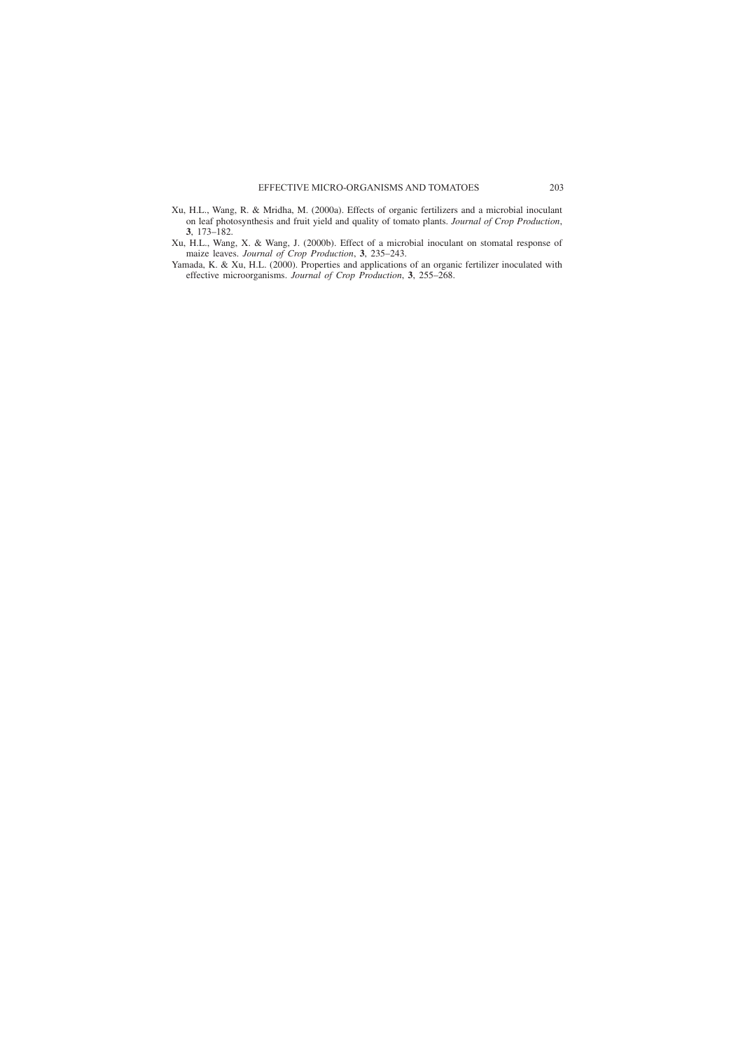Xu, H.L., Wang, R. & Mridha, M. (2000a). Effects of organic fertilizers and a microbial inoculant on leaf photosynthesis and fruit yield and quality of tomato plants. *Journal of Crop Production*, **3**, 173–182.

Xu, H.L., Wang, X. & Wang, J. (2000b). Effect of a microbial inoculant on stomatal response of maize leaves. *Journal of Crop Production*, **3**, 235–243.

Yamada, K. & Xu, H.L. (2000). Properties and applications of an organic fertilizer inoculated with effective microorganisms. *Journal of Crop Production*, **3**, 255–268.